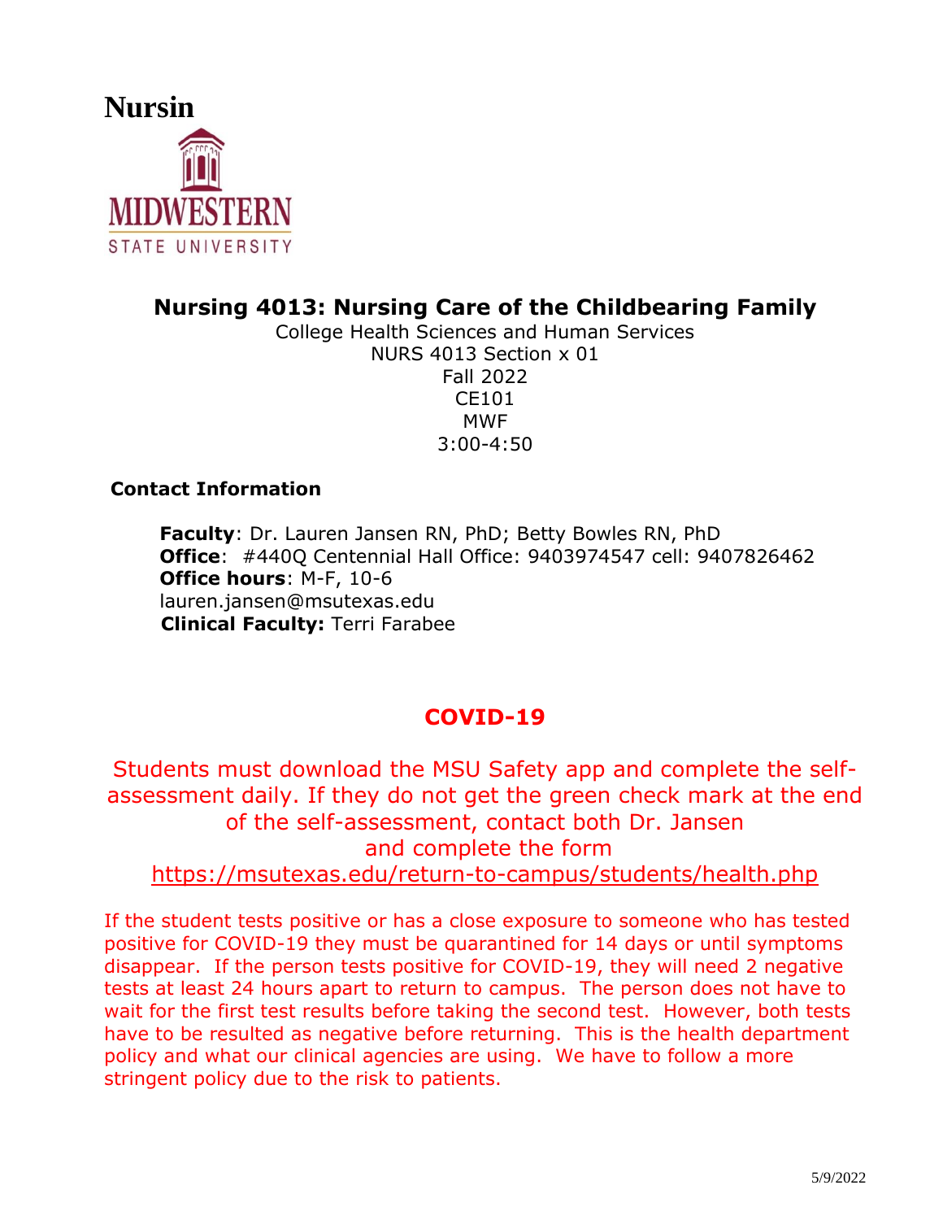**Nursin**

MIDWESTERN STATE UNIVERSITY

# Nursing 4013: Nursing Care of the Childbearing Family

College Health Sciences and Human Services
NURS 4013 Section x 01
Fall 2022
CE101
MWF
3:00-4:50

## Contact Information

**Faculty**: Dr. Lauren Jansen RN, PhD; Betty Bowles RN, PhD
**Office**: #440Q Centennial Hall Office: 9403974547 cell: 9407826462
**Office hours**: M-F, 10-6
lauren.jansen@msutexas.edu
**Clinical Faculty:** Terri Farabee

## COVID-19

Students must download the MSU Safety app and complete the self-assessment daily. If they do not get the green check mark at the end of the self-assessment, contact both Dr. Jansen and complete the form https://msutexas.edu/return-to-campus/students/health.php

If the student tests positive or has a close exposure to someone who has tested positive for COVID-19 they must be quarantined for 14 days or until symptoms disappear. If the person tests positive for COVID-19, they will need 2 negative tests at least 24 hours apart to return to campus. The person does not have to wait for the first test results before taking the second test. However, both tests have to be resulted as negative before returning. This is the health department policy and what our clinical agencies are using. We have to follow a more stringent policy due to the risk to patients.

5/9/2022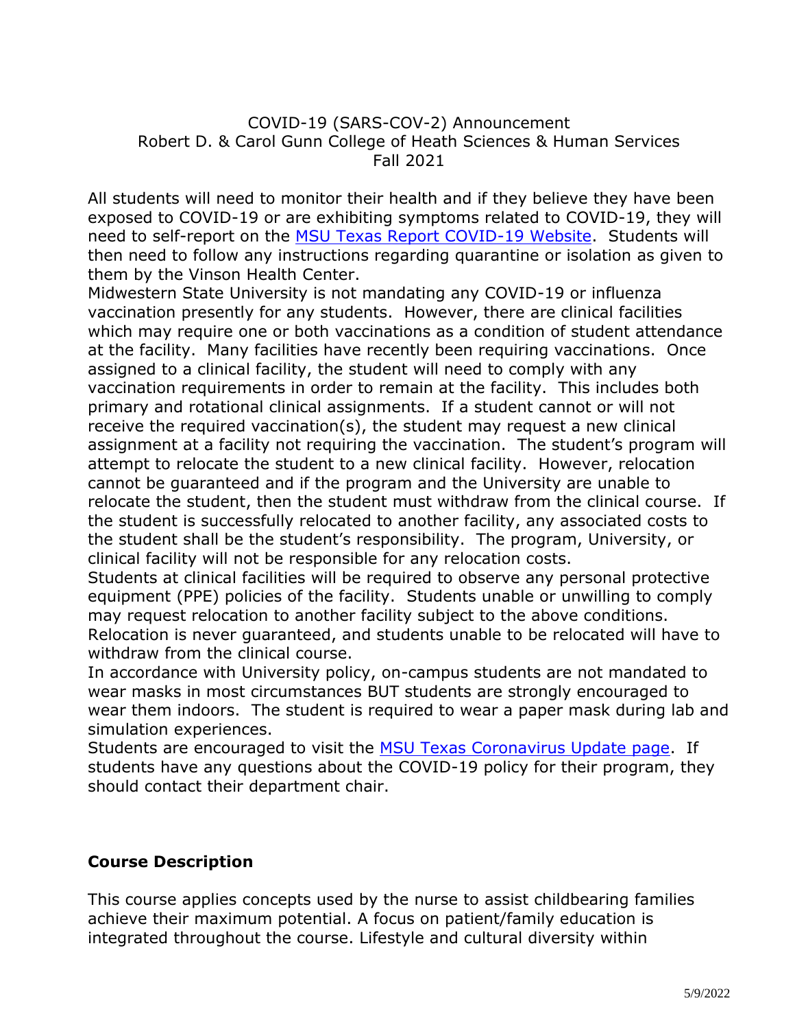COVID-19 (SARS-COV-2) Announcement
Robert D. & Carol Gunn College of Heath Sciences & Human Services
Fall 2021

All students will need to monitor their health and if they believe they have been exposed to COVID-19 or are exhibiting symptoms related to COVID-19, they will need to self-report on the MSU Texas Report COVID-19 Website. Students will then need to follow any instructions regarding quarantine or isolation as given to them by the Vinson Health Center.

Midwestern State University is not mandating any COVID-19 or influenza vaccination presently for any students. However, there are clinical facilities which may require one or both vaccinations as a condition of student attendance at the facility. Many facilities have recently been requiring vaccinations. Once assigned to a clinical facility, the student will need to comply with any vaccination requirements in order to remain at the facility. This includes both primary and rotational clinical assignments. If a student cannot or will not receive the required vaccination(s), the student may request a new clinical assignment at a facility not requiring the vaccination. The student's program will attempt to relocate the student to a new clinical facility. However, relocation cannot be guaranteed and if the program and the University are unable to relocate the student, then the student must withdraw from the clinical course. If the student is successfully relocated to another facility, any associated costs to the student shall be the student's responsibility. The program, University, or clinical facility will not be responsible for any relocation costs.

Students at clinical facilities will be required to observe any personal protective equipment (PPE) policies of the facility. Students unable or unwilling to comply may request relocation to another facility subject to the above conditions. Relocation is never guaranteed, and students unable to be relocated will have to withdraw from the clinical course.

In accordance with University policy, on-campus students are not mandated to wear masks in most circumstances BUT students are strongly encouraged to wear them indoors. The student is required to wear a paper mask during lab and simulation experiences.

Students are encouraged to visit the MSU Texas Coronavirus Update page. If students have any questions about the COVID-19 policy for their program, they should contact their department chair.

### Course Description

This course applies concepts used by the nurse to assist childbearing families achieve their maximum potential. A focus on patient/family education is integrated throughout the course. Lifestyle and cultural diversity within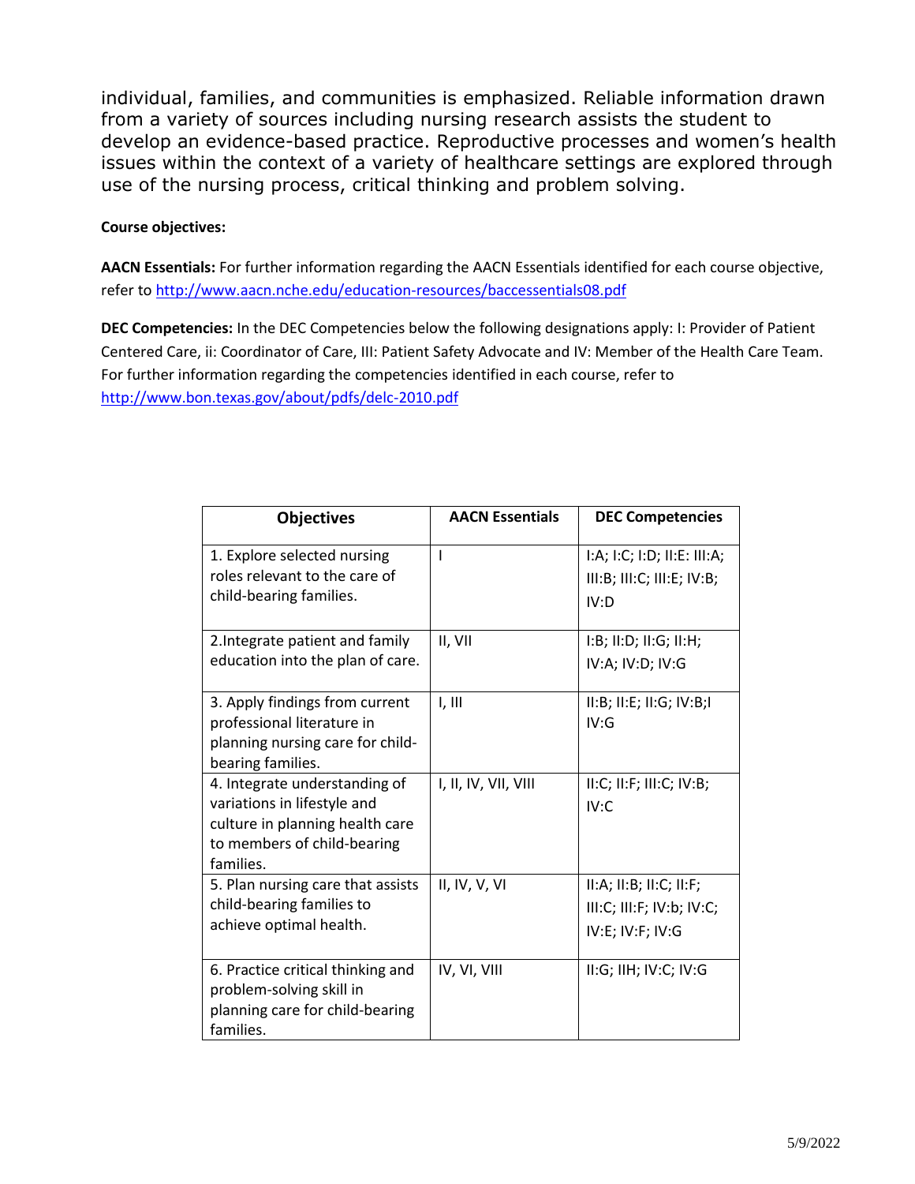individual, families, and communities is emphasized. Reliable information drawn from a variety of sources including nursing research assists the student to develop an evidence-based practice. Reproductive processes and women's health issues within the context of a variety of healthcare settings are explored through use of the nursing process, critical thinking and problem solving.

**Course objectives:**

**AACN Essentials:** For further information regarding the AACN Essentials identified for each course objective, refer to http://www.aacn.nche.edu/education-resources/baccessentials08.pdf

**DEC Competencies:** In the DEC Competencies below the following designations apply: I: Provider of Patient Centered Care, ii: Coordinator of Care, III: Patient Safety Advocate and IV: Member of the Health Care Team. For further information regarding the competencies identified in each course, refer to http://www.bon.texas.gov/about/pdfs/delc-2010.pdf

| Objectives | AACN Essentials | DEC Competencies |
|---|---|---|
| 1. Explore selected nursing roles relevant to the care of child-bearing families. | I | I:A; I:C; I:D; II:E: III:A; III:B; III:C; III:E; IV:B; IV:D |
| 2.Integrate patient and family education into the plan of care. | II, VII | I:B; II:D; II:G; II:H; IV:A; IV:D; IV:G |
| 3. Apply findings from current professional literature in planning nursing care for child-bearing families. | I, III | II:B; II:E; II:G; IV:B;I IV:G |
| 4. Integrate understanding of variations in lifestyle and culture in planning health care to members of child-bearing families. | I, II, IV, VII, VIII | II:C; II:F; III:C; IV:B; IV:C |
| 5. Plan nursing care that assists child-bearing families to achieve optimal health. | II, IV, V, VI | II:A; II:B; II:C; II:F; III:C; III:F; IV:b; IV:C; IV:E; IV:F; IV:G |
| 6. Practice critical thinking and problem-solving skill in planning care for child-bearing families. | IV, VI, VIII | II:G; IIH; IV:C; IV:G |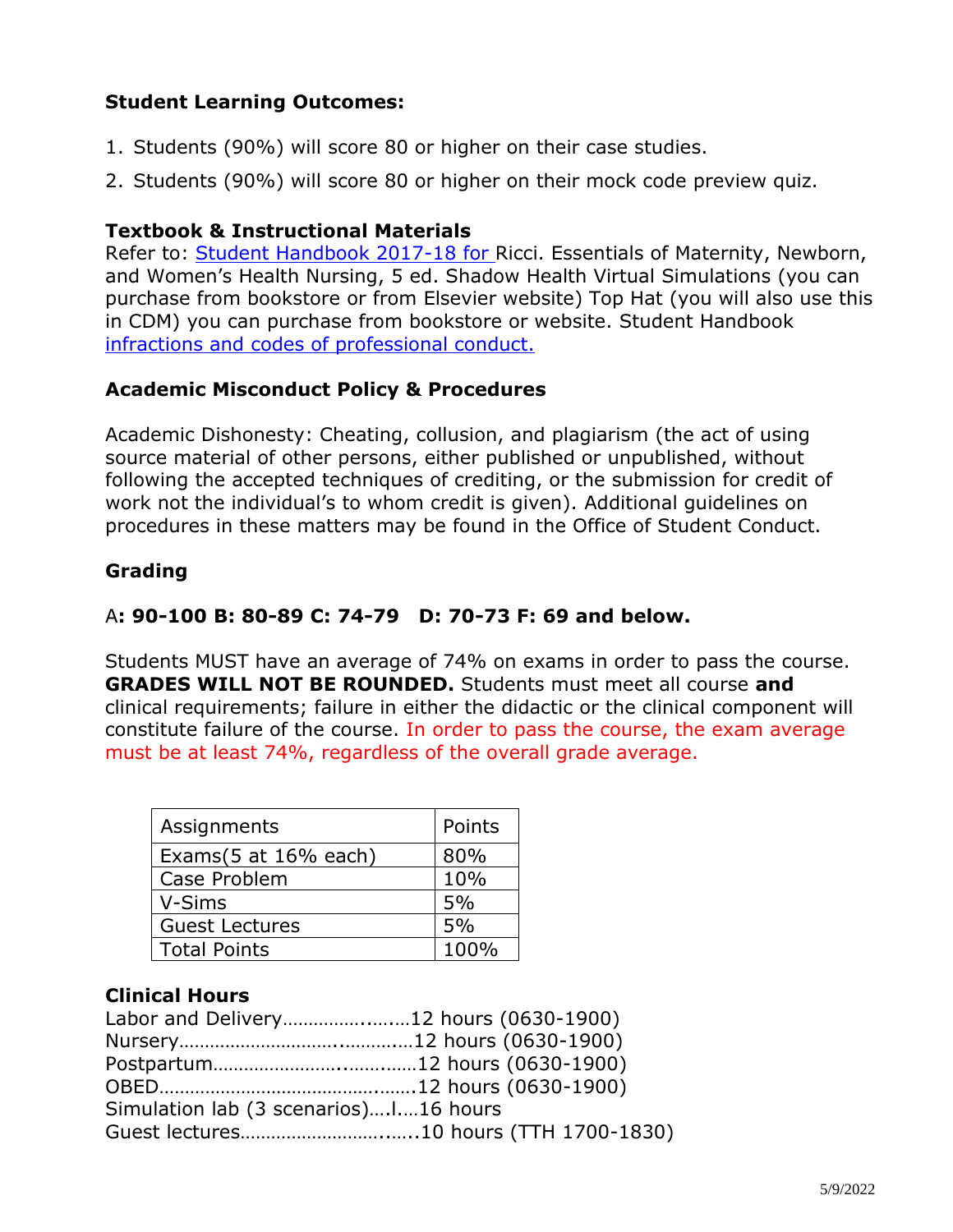**Student Learning Outcomes:**

1. Students (90%) will score 80 or higher on their case studies.
2. Students (90%) will score 80 or higher on their mock code preview quiz.

**Textbook & Instructional Materials**
Refer to: [Student Handbook 2017-18 for ]Ricci. Essentials of Maternity, Newborn, and Women's Health Nursing, 5 ed. Shadow Health Virtual Simulations (you can purchase from bookstore or from Elsevier website) Top Hat (you will also use this in CDM) you can purchase from bookstore or website. Student Handbook [infractions and codes of professional conduct.]

**Academic Misconduct Policy & Procedures**

Academic Dishonesty: Cheating, collusion, and plagiarism (the act of using source material of other persons, either published or unpublished, without following the accepted techniques of crediting, or the submission for credit of work not the individual's to whom credit is given). Additional guidelines on procedures in these matters may be found in the Office of Student Conduct.

**Grading**

A**: 90-100 B: 80-89 C: 74-79 D: 70-73 F: 69 and below.**

Students MUST have an average of 74% on exams in order to pass the course. **GRADES WILL NOT BE ROUNDED.** Students must meet all course **and** clinical requirements; failure in either the didactic or the clinical component will constitute failure of the course. In order to pass the course, the exam average must be at least 74%, regardless of the overall grade average.

| Assignments | Points |
|---|---|
| Exams(5 at 16% each) | 80% |
| Case Problem | 10% |
| V-Sims | 5% |
| Guest Lectures | 5% |
| Total Points | 100% |

**Clinical Hours**
Labor and Delivery……………..…..…12 hours (0630-1900)
Nursery………………………..………..…12 hours (0630-1900)
Postpartum……………………..…..……12 hours (0630-1900)
OBED…………………………………..……12 hours (0630-1900)
Simulation lab (3 scenarios)….l….16 hours
Guest lectures…………………….…...10 hours (TTH 1700-1830)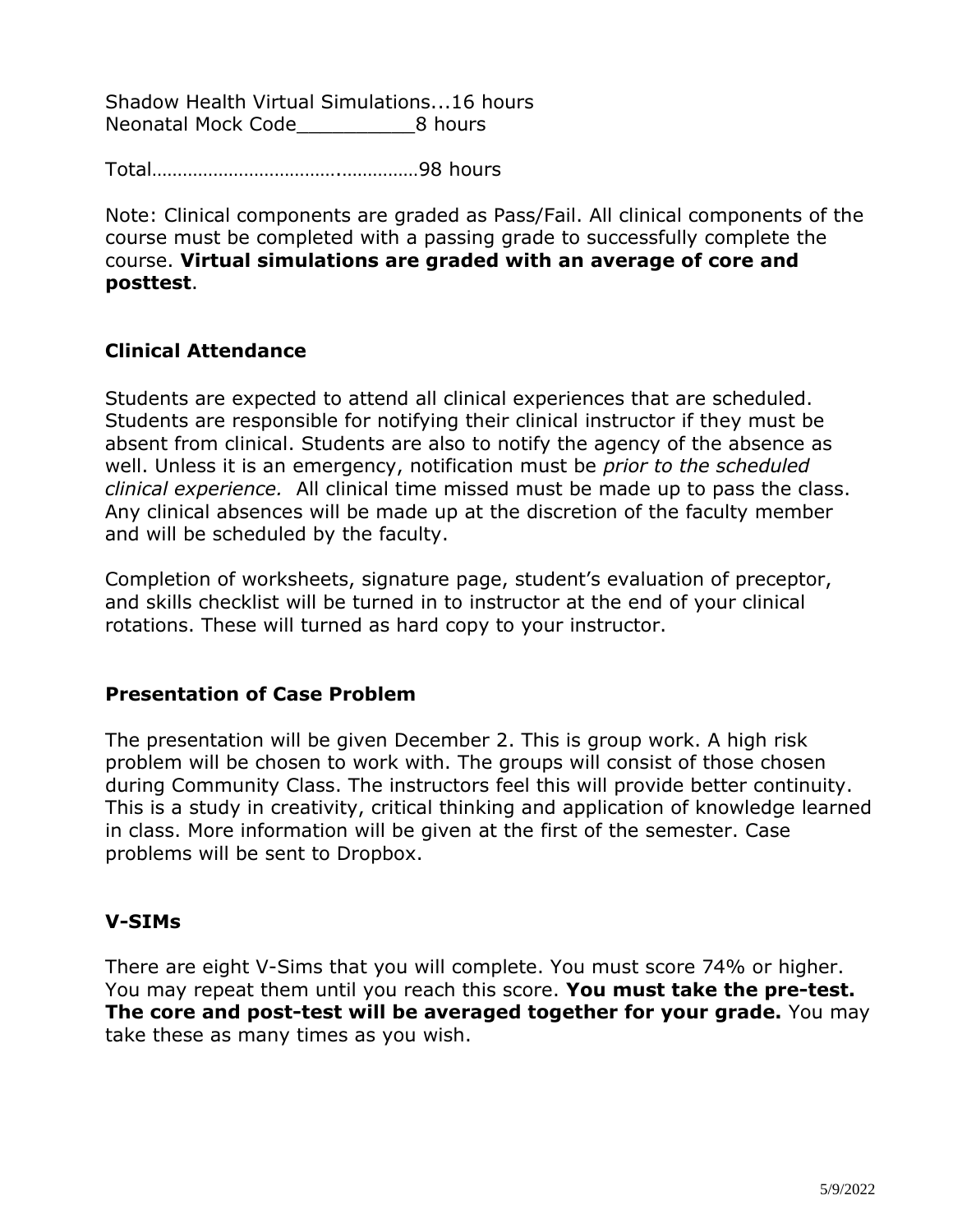Shadow Health Virtual Simulations...16 hours
Neonatal Mock Code__________8 hours

Total…………………………….……………98 hours

Note: Clinical components are graded as Pass/Fail. All clinical components of the course must be completed with a passing grade to successfully complete the course. **Virtual simulations are graded with an average of core and posttest**.

### Clinical Attendance

Students are expected to attend all clinical experiences that are scheduled. Students are responsible for notifying their clinical instructor if they must be absent from clinical. Students are also to notify the agency of the absence as well. Unless it is an emergency, notification must be *prior to the scheduled clinical experience.* All clinical time missed must be made up to pass the class. Any clinical absences will be made up at the discretion of the faculty member and will be scheduled by the faculty.

Completion of worksheets, signature page, student's evaluation of preceptor, and skills checklist will be turned in to instructor at the end of your clinical rotations. These will turned as hard copy to your instructor.

### Presentation of Case Problem

The presentation will be given December 2. This is group work. A high risk problem will be chosen to work with. The groups will consist of those chosen during Community Class. The instructors feel this will provide better continuity. This is a study in creativity, critical thinking and application of knowledge learned in class. More information will be given at the first of the semester. Case problems will be sent to Dropbox.

### V-SIMs

There are eight V-Sims that you will complete. You must score 74% or higher. You may repeat them until you reach this score. **You must take the pre-test. The core and post-test will be averaged together for your grade.** You may take these as many times as you wish.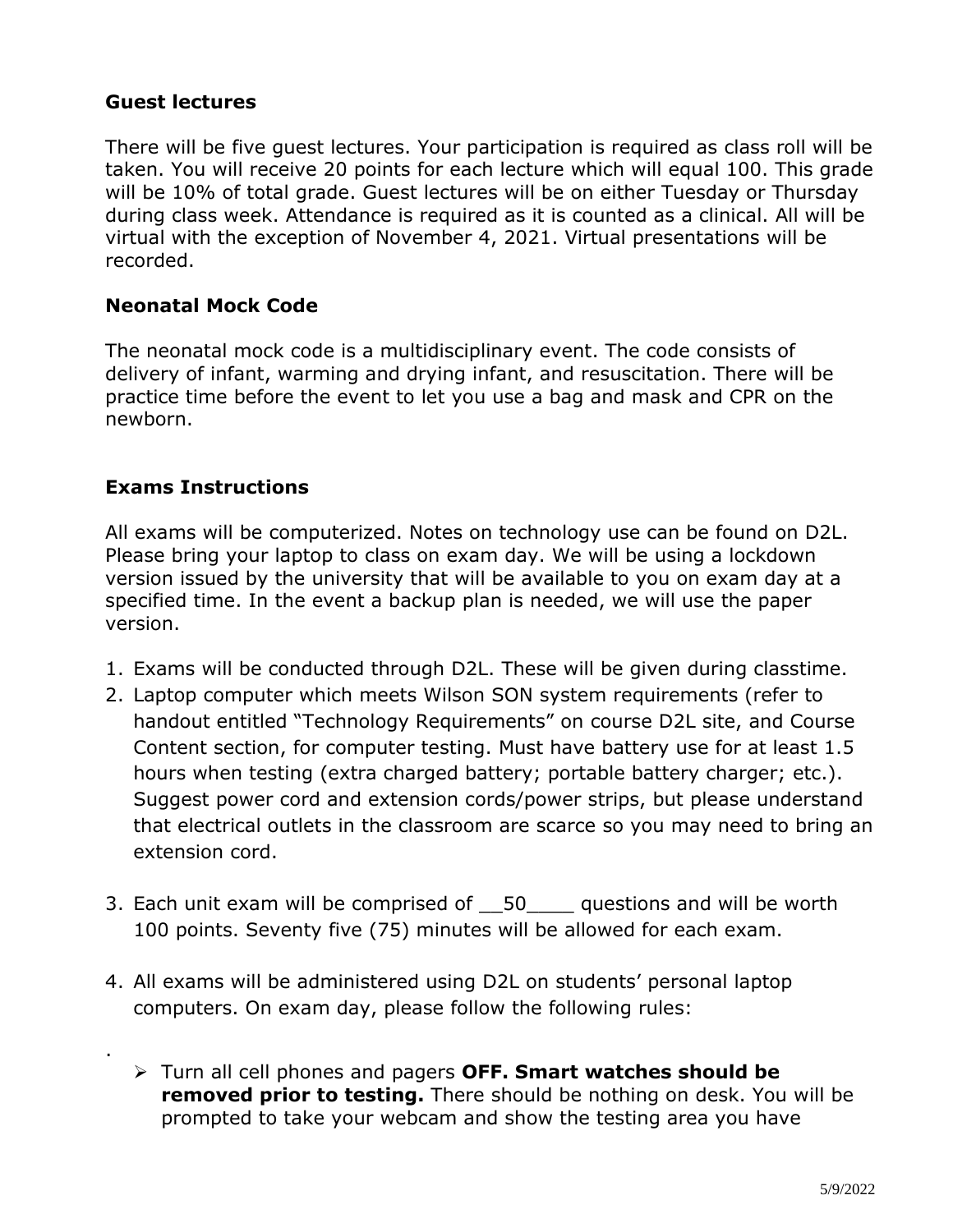### Guest lectures

There will be five guest lectures. Your participation is required as class roll will be taken. You will receive 20 points for each lecture which will equal 100. This grade will be 10% of total grade. Guest lectures will be on either Tuesday or Thursday during class week. Attendance is required as it is counted as a clinical. All will be virtual with the exception of November 4, 2021. Virtual presentations will be recorded.

### Neonatal Mock Code

The neonatal mock code is a multidisciplinary event. The code consists of delivery of infant, warming and drying infant, and resuscitation. There will be practice time before the event to let you use a bag and mask and CPR on the newborn.

### Exams Instructions

All exams will be computerized. Notes on technology use can be found on D2L. Please bring your laptop to class on exam day. We will be using a lockdown version issued by the university that will be available to you on exam day at a specified time. In the event a backup plan is needed, we will use the paper version.

1. Exams will be conducted through D2L. These will be given during classtime.
2. Laptop computer which meets Wilson SON system requirements (refer to handout entitled "Technology Requirements" on course D2L site, and Course Content section, for computer testing. Must have battery use for at least 1.5 hours when testing (extra charged battery; portable battery charger; etc.). Suggest power cord and extension cords/power strips, but please understand that electrical outlets in the classroom are scarce so you may need to bring an extension cord.
3. Each unit exam will be comprised of __50____ questions and will be worth 100 points. Seventy five (75) minutes will be allowed for each exam.
4. All exams will be administered using D2L on students' personal laptop computers. On exam day, please follow the following rules:

.

- Turn all cell phones and pagers **OFF. Smart watches should be removed prior to testing.** There should be nothing on desk. You will be prompted to take your webcam and show the testing area you have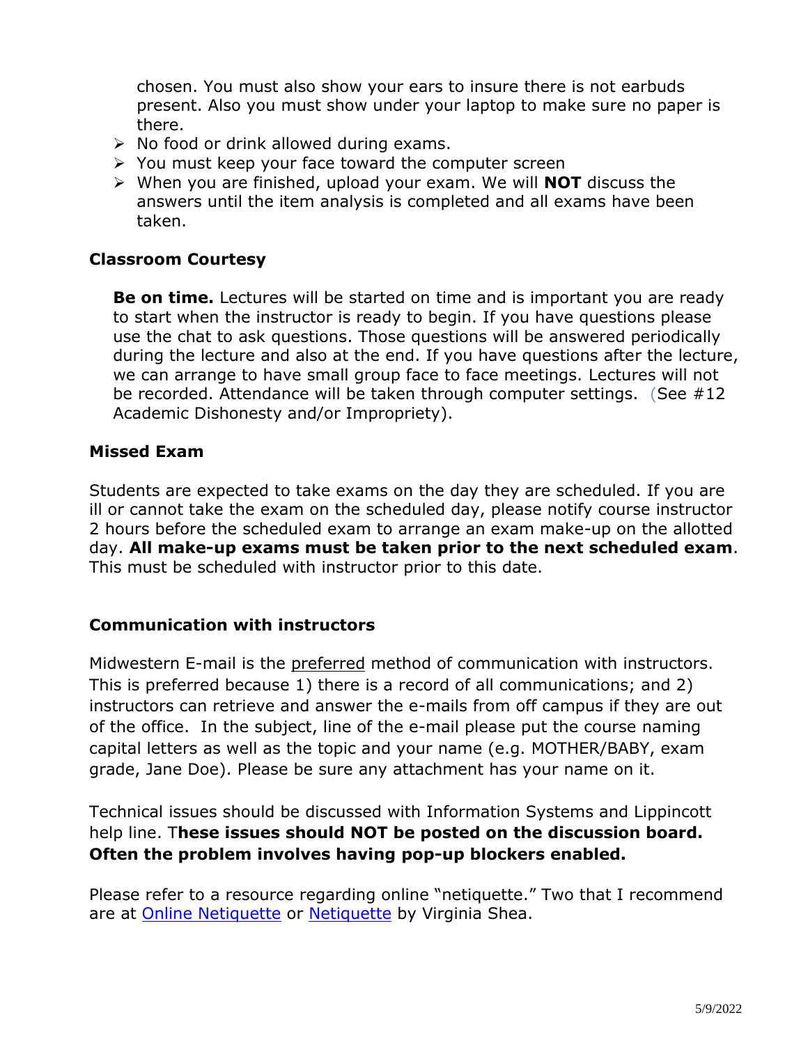chosen. You must also show your ears to insure there is not earbuds present. Also you must show under your laptop to make sure no paper is there.

- No food or drink allowed during exams.
- You must keep your face toward the computer screen
- When you are finished, upload your exam. We will **NOT** discuss the answers until the item analysis is completed and all exams have been taken.

### Classroom Courtesy

**Be on time.** Lectures will be started on time and is important you are ready to start when the instructor is ready to begin. If you have questions please use the chat to ask questions. Those questions will be answered periodically during the lecture and also at the end. If you have questions after the lecture, we can arrange to have small group face to face meetings. Lectures will not be recorded. Attendance will be taken through computer settings. (See #12 Academic Dishonesty and/or Impropriety).

### Missed Exam

Students are expected to take exams on the day they are scheduled. If you are ill or cannot take the exam on the scheduled day, please notify course instructor 2 hours before the scheduled exam to arrange an exam make-up on the allotted day. **All make-up exams must be taken prior to the next scheduled exam**. This must be scheduled with instructor prior to this date.

### Communication with instructors

Midwestern E-mail is the preferred method of communication with instructors. This is preferred because 1) there is a record of all communications; and 2) instructors can retrieve and answer the e-mails from off campus if they are out of the office. In the subject, line of the e-mail please put the course naming capital letters as well as the topic and your name (e.g. MOTHER/BABY, exam grade, Jane Doe). Please be sure any attachment has your name on it.

Technical issues should be discussed with Information Systems and Lippincott help line. T**hese issues should NOT be posted on the discussion board. Often the problem involves having pop-up blockers enabled.**

Please refer to a resource regarding online "netiquette." Two that I recommend are at Online Netiquette or Netiquette by Virginia Shea.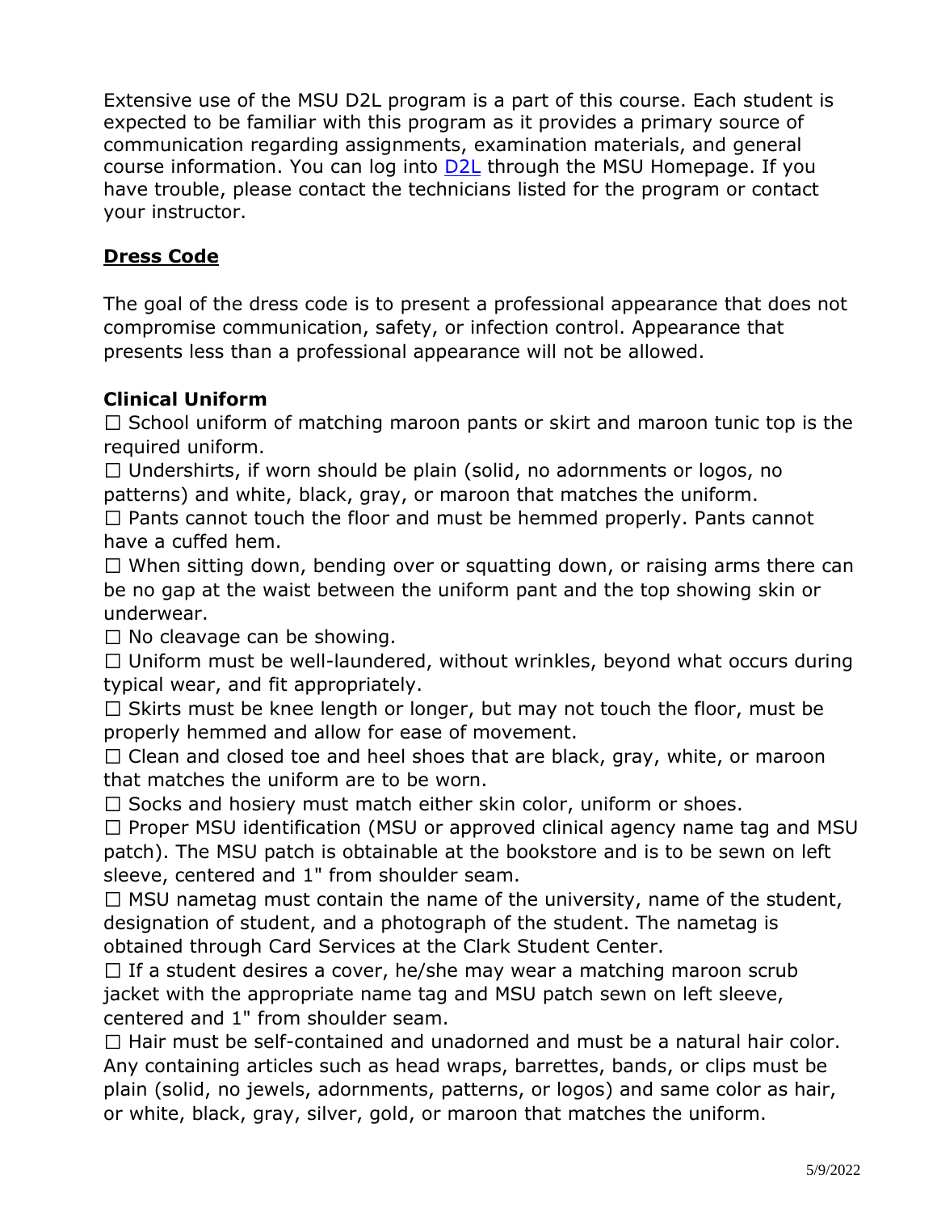Extensive use of the MSU D2L program is a part of this course. Each student is expected to be familiar with this program as it provides a primary source of communication regarding assignments, examination materials, and general course information. You can log into D2L through the MSU Homepage. If you have trouble, please contact the technicians listed for the program or contact your instructor.

## Dress Code

The goal of the dress code is to present a professional appearance that does not compromise communication, safety, or infection control. Appearance that presents less than a professional appearance will not be allowed.

### Clinical Uniform

- ☐ School uniform of matching maroon pants or skirt and maroon tunic top is the required uniform.
- ☐ Undershirts, if worn should be plain (solid, no adornments or logos, no patterns) and white, black, gray, or maroon that matches the uniform.
- ☐ Pants cannot touch the floor and must be hemmed properly. Pants cannot have a cuffed hem.
- ☐ When sitting down, bending over or squatting down, or raising arms there can be no gap at the waist between the uniform pant and the top showing skin or underwear.
- ☐ No cleavage can be showing.
- ☐ Uniform must be well-laundered, without wrinkles, beyond what occurs during typical wear, and fit appropriately.
- ☐ Skirts must be knee length or longer, but may not touch the floor, must be properly hemmed and allow for ease of movement.
- ☐ Clean and closed toe and heel shoes that are black, gray, white, or maroon that matches the uniform are to be worn.
- ☐ Socks and hosiery must match either skin color, uniform or shoes.
- ☐ Proper MSU identification (MSU or approved clinical agency name tag and MSU patch). The MSU patch is obtainable at the bookstore and is to be sewn on left sleeve, centered and 1" from shoulder seam.
- ☐ MSU nametag must contain the name of the university, name of the student, designation of student, and a photograph of the student. The nametag is obtained through Card Services at the Clark Student Center.
- ☐ If a student desires a cover, he/she may wear a matching maroon scrub jacket with the appropriate name tag and MSU patch sewn on left sleeve, centered and 1" from shoulder seam.
- ☐ Hair must be self-contained and unadorned and must be a natural hair color. Any containing articles such as head wraps, barrettes, bands, or clips must be plain (solid, no jewels, adornments, patterns, or logos) and same color as hair, or white, black, gray, silver, gold, or maroon that matches the uniform.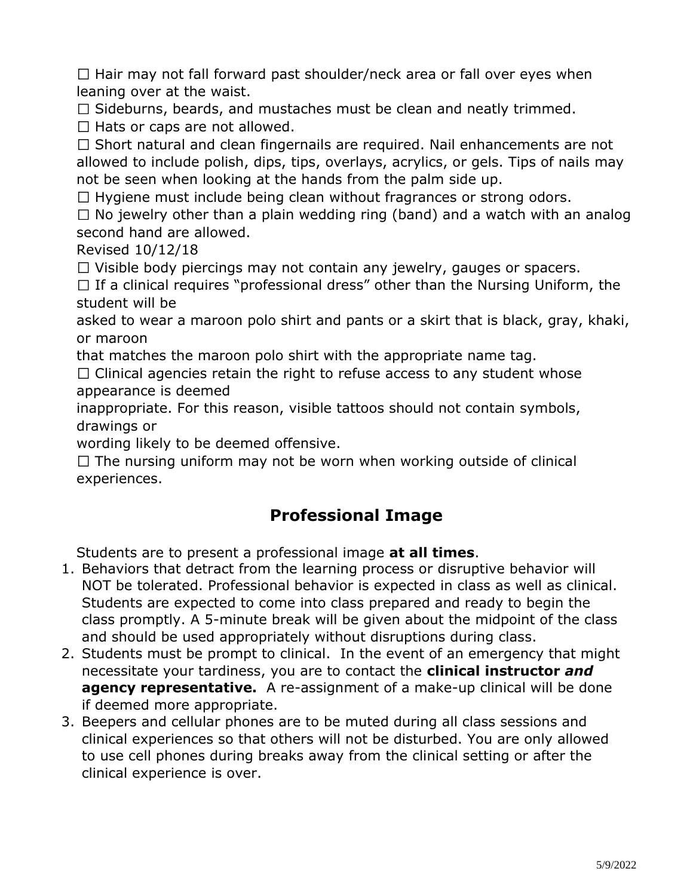☐ Hair may not fall forward past shoulder/neck area or fall over eyes when leaning over at the waist.

☐ Sideburns, beards, and mustaches must be clean and neatly trimmed.

☐ Hats or caps are not allowed.

☐ Short natural and clean fingernails are required. Nail enhancements are not allowed to include polish, dips, tips, overlays, acrylics, or gels. Tips of nails may not be seen when looking at the hands from the palm side up.

☐ Hygiene must include being clean without fragrances or strong odors.

☐ No jewelry other than a plain wedding ring (band) and a watch with an analog second hand are allowed.

Revised 10/12/18

☐ Visible body piercings may not contain any jewelry, gauges or spacers.

☐ If a clinical requires "professional dress" other than the Nursing Uniform, the student will be asked to wear a maroon polo shirt and pants or a skirt that is black, gray, khaki, or maroon that matches the maroon polo shirt with the appropriate name tag.

☐ Clinical agencies retain the right to refuse access to any student whose appearance is deemed inappropriate. For this reason, visible tattoos should not contain symbols, drawings or wording likely to be deemed offensive.

☐ The nursing uniform may not be worn when working outside of clinical experiences.

## Professional Image

Students are to present a professional image **at all times**.

1. Behaviors that detract from the learning process or disruptive behavior will NOT be tolerated. Professional behavior is expected in class as well as clinical. Students are expected to come into class prepared and ready to begin the class promptly. A 5-minute break will be given about the midpoint of the class and should be used appropriately without disruptions during class.
2. Students must be prompt to clinical. In the event of an emergency that might necessitate your tardiness, you are to contact the **clinical instructor *and* agency representative.** A re-assignment of a make-up clinical will be done if deemed more appropriate.
3. Beepers and cellular phones are to be muted during all class sessions and clinical experiences so that others will not be disturbed. You are only allowed to use cell phones during breaks away from the clinical setting or after the clinical experience is over.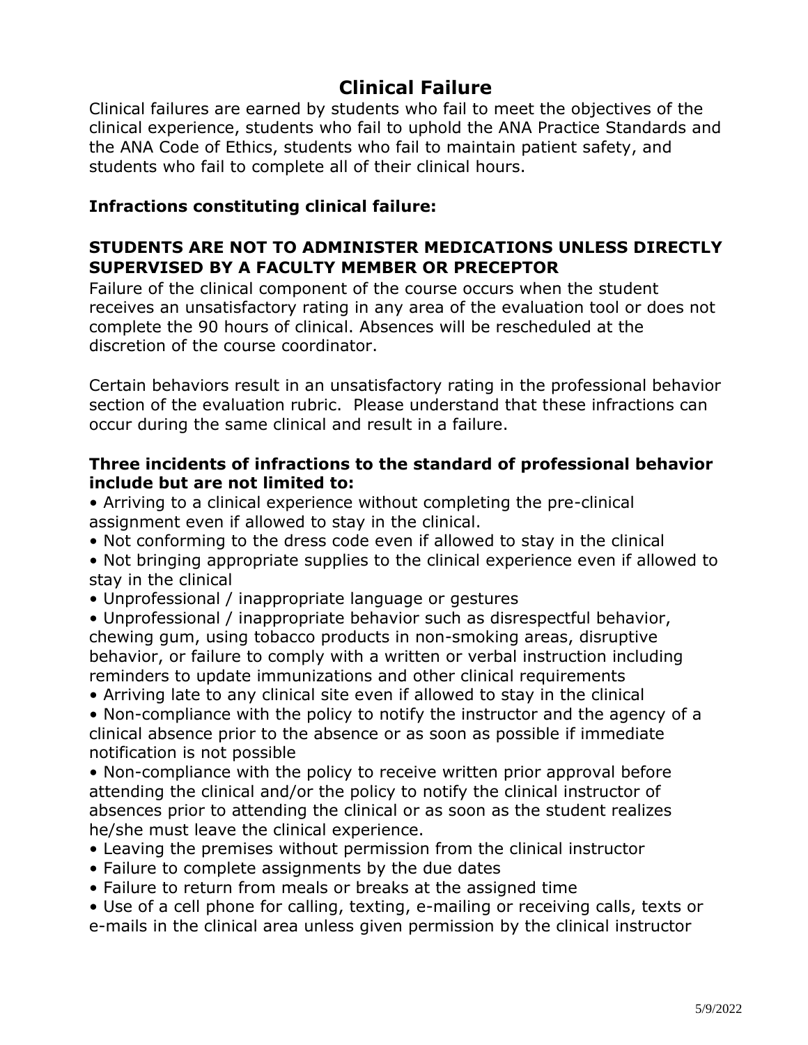# Clinical Failure

Clinical failures are earned by students who fail to meet the objectives of the clinical experience, students who fail to uphold the ANA Practice Standards and the ANA Code of Ethics, students who fail to maintain patient safety, and students who fail to complete all of their clinical hours.

**Infractions constituting clinical failure:**

**STUDENTS ARE NOT TO ADMINISTER MEDICATIONS UNLESS DIRECTLY SUPERVISED BY A FACULTY MEMBER OR PRECEPTOR**

Failure of the clinical component of the course occurs when the student receives an unsatisfactory rating in any area of the evaluation tool or does not complete the 90 hours of clinical. Absences will be rescheduled at the discretion of the course coordinator.

Certain behaviors result in an unsatisfactory rating in the professional behavior section of the evaluation rubric. Please understand that these infractions can occur during the same clinical and result in a failure.

**Three incidents of infractions to the standard of professional behavior include but are not limited to:**

- Arriving to a clinical experience without completing the pre-clinical assignment even if allowed to stay in the clinical.
- Not conforming to the dress code even if allowed to stay in the clinical
- Not bringing appropriate supplies to the clinical experience even if allowed to stay in the clinical
- Unprofessional / inappropriate language or gestures
- Unprofessional / inappropriate behavior such as disrespectful behavior, chewing gum, using tobacco products in non-smoking areas, disruptive behavior, or failure to comply with a written or verbal instruction including reminders to update immunizations and other clinical requirements
- Arriving late to any clinical site even if allowed to stay in the clinical
- Non-compliance with the policy to notify the instructor and the agency of a clinical absence prior to the absence or as soon as possible if immediate notification is not possible
- Non-compliance with the policy to receive written prior approval before attending the clinical and/or the policy to notify the clinical instructor of absences prior to attending the clinical or as soon as the student realizes he/she must leave the clinical experience.
- Leaving the premises without permission from the clinical instructor
- Failure to complete assignments by the due dates
- Failure to return from meals or breaks at the assigned time
- Use of a cell phone for calling, texting, e-mailing or receiving calls, texts or e-mails in the clinical area unless given permission by the clinical instructor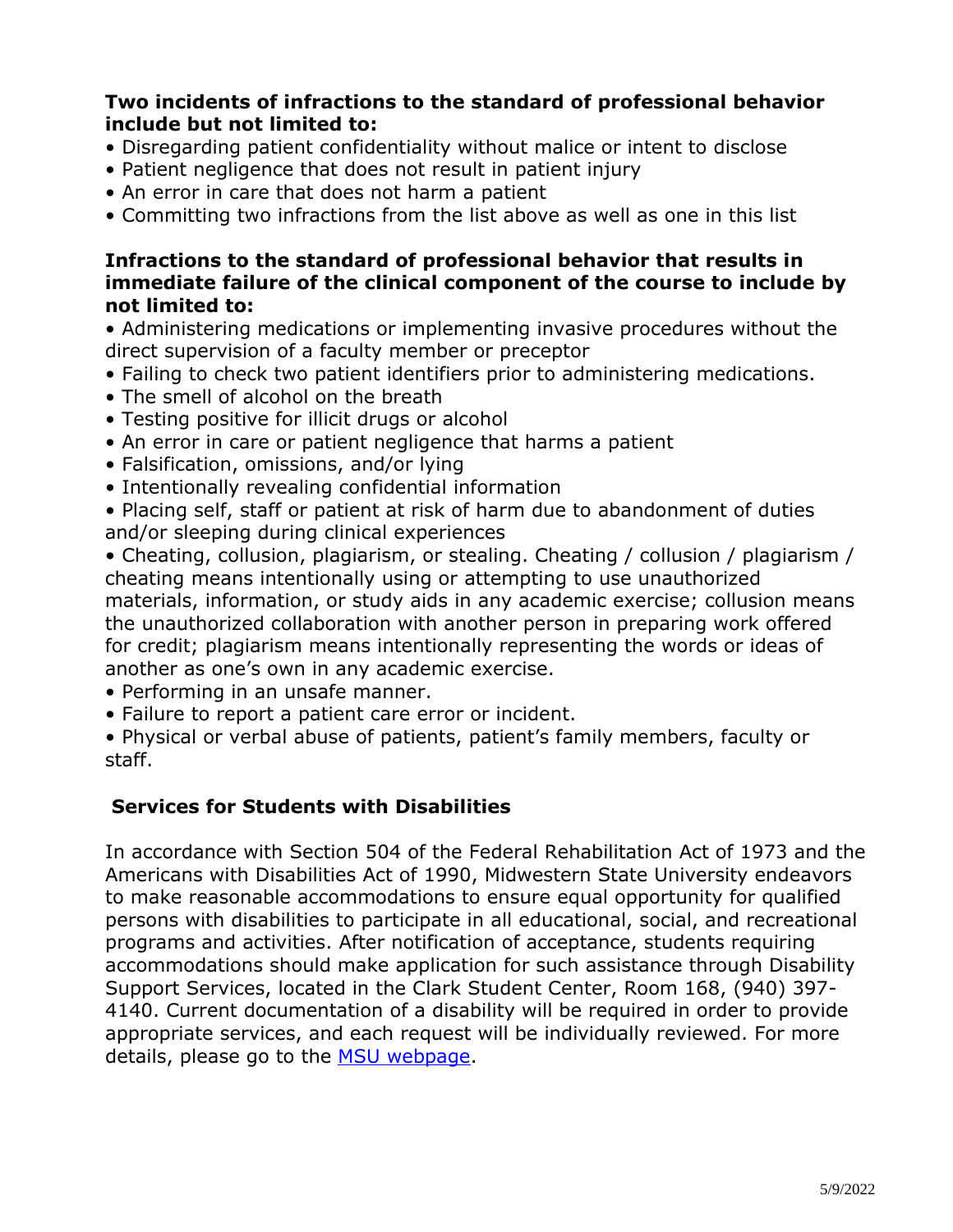**Two incidents of infractions to the standard of professional behavior include but not limited to:**

- Disregarding patient confidentiality without malice or intent to disclose
- Patient negligence that does not result in patient injury
- An error in care that does not harm a patient
- Committing two infractions from the list above as well as one in this list

**Infractions to the standard of professional behavior that results in immediate failure of the clinical component of the course to include by not limited to:**

- Administering medications or implementing invasive procedures without the direct supervision of a faculty member or preceptor
- Failing to check two patient identifiers prior to administering medications.
- The smell of alcohol on the breath
- Testing positive for illicit drugs or alcohol
- An error in care or patient negligence that harms a patient
- Falsification, omissions, and/or lying
- Intentionally revealing confidential information
- Placing self, staff or patient at risk of harm due to abandonment of duties and/or sleeping during clinical experiences
- Cheating, collusion, plagiarism, or stealing. Cheating / collusion / plagiarism / cheating means intentionally using or attempting to use unauthorized materials, information, or study aids in any academic exercise; collusion means the unauthorized collaboration with another person in preparing work offered for credit; plagiarism means intentionally representing the words or ideas of another as one's own in any academic exercise.
- Performing in an unsafe manner.
- Failure to report a patient care error or incident.
- Physical or verbal abuse of patients, patient's family members, faculty or staff.

## Services for Students with Disabilities

In accordance with Section 504 of the Federal Rehabilitation Act of 1973 and the Americans with Disabilities Act of 1990, Midwestern State University endeavors to make reasonable accommodations to ensure equal opportunity for qualified persons with disabilities to participate in all educational, social, and recreational programs and activities. After notification of acceptance, students requiring accommodations should make application for such assistance through Disability Support Services, located in the Clark Student Center, Room 168, (940) 397-4140. Current documentation of a disability will be required in order to provide appropriate services, and each request will be individually reviewed. For more details, please go to the MSU webpage.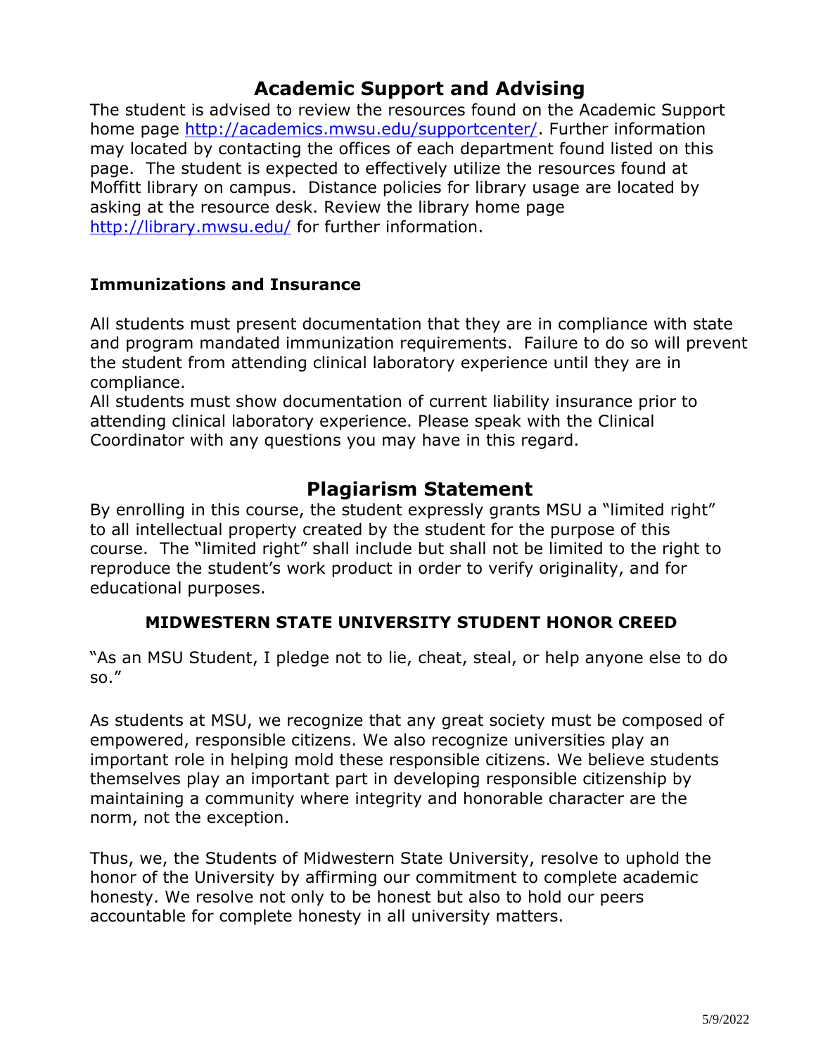## Academic Support and Advising

The student is advised to review the resources found on the Academic Support home page [http://academics.mwsu.edu/supportcenter/](http://academics.mwsu.edu/supportcenter/). Further information may located by contacting the offices of each department found listed on this page. The student is expected to effectively utilize the resources found at Moffitt library on campus. Distance policies for library usage are located by asking at the resource desk. Review the library home page [http://library.mwsu.edu/](http://library.mwsu.edu/) for further information.

### Immunizations and Insurance

All students must present documentation that they are in compliance with state and program mandated immunization requirements. Failure to do so will prevent the student from attending clinical laboratory experience until they are in compliance.

All students must show documentation of current liability insurance prior to attending clinical laboratory experience. Please speak with the Clinical Coordinator with any questions you may have in this regard.

## Plagiarism Statement

By enrolling in this course, the student expressly grants MSU a "limited right" to all intellectual property created by the student for the purpose of this course. The "limited right" shall include but shall not be limited to the right to reproduce the student's work product in order to verify originality, and for educational purposes.

### MIDWESTERN STATE UNIVERSITY STUDENT HONOR CREED

"As an MSU Student, I pledge not to lie, cheat, steal, or help anyone else to do so."

As students at MSU, we recognize that any great society must be composed of empowered, responsible citizens. We also recognize universities play an important role in helping mold these responsible citizens. We believe students themselves play an important part in developing responsible citizenship by maintaining a community where integrity and honorable character are the norm, not the exception.

Thus, we, the Students of Midwestern State University, resolve to uphold the honor of the University by affirming our commitment to complete academic honesty. We resolve not only to be honest but also to hold our peers accountable for complete honesty in all university matters.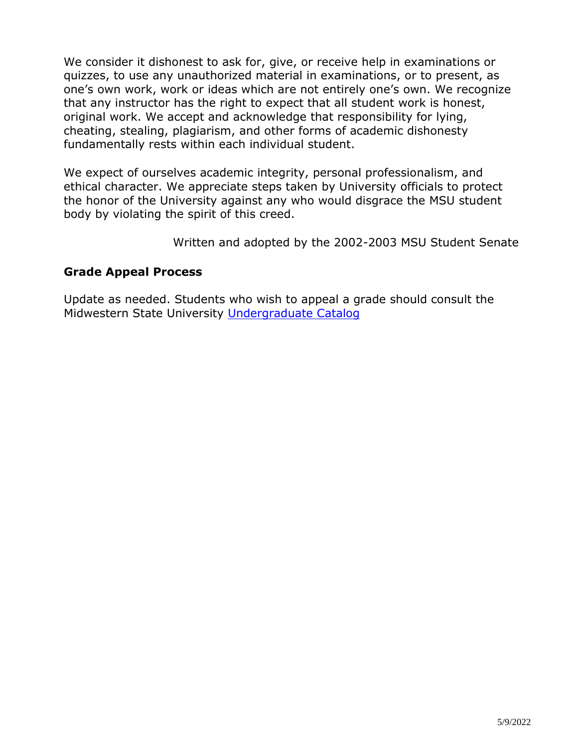We consider it dishonest to ask for, give, or receive help in examinations or quizzes, to use any unauthorized material in examinations, or to present, as one's own work, work or ideas which are not entirely one's own. We recognize that any instructor has the right to expect that all student work is honest, original work. We accept and acknowledge that responsibility for lying, cheating, stealing, plagiarism, and other forms of academic dishonesty fundamentally rests within each individual student.

We expect of ourselves academic integrity, personal professionalism, and ethical character. We appreciate steps taken by University officials to protect the honor of the University against any who would disgrace the MSU student body by violating the spirit of this creed.

Written and adopted by the 2002-2003 MSU Student Senate

## Grade Appeal Process

Update as needed. Students who wish to appeal a grade should consult the Midwestern State University Undergraduate Catalog